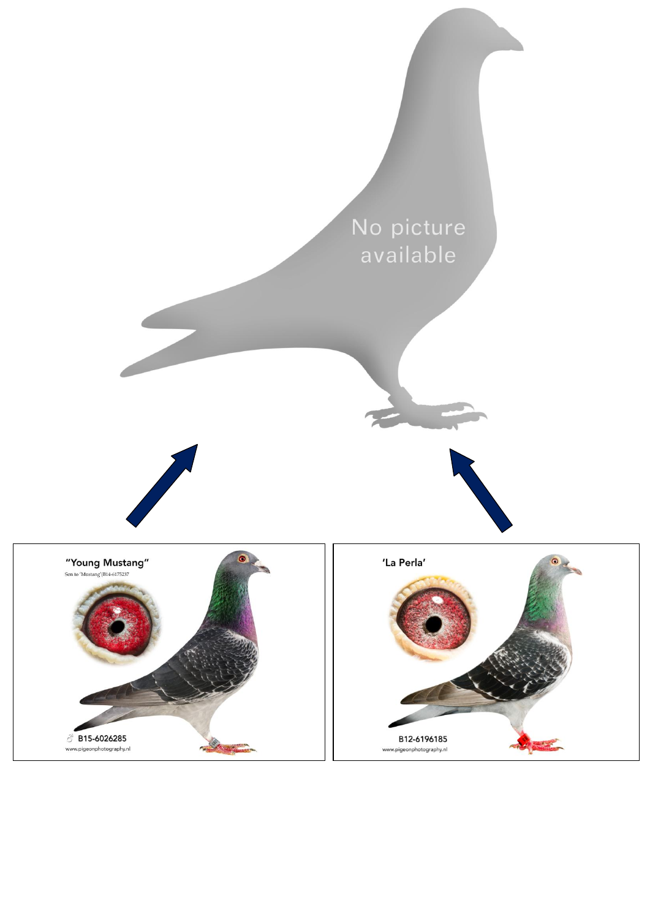No picture available

"Young Mustang"

Son to 'Mustang' B14-6175237

♂ B15-6026285

www.pigeonphotography.nl

'La Perla'

B12-6196185

www.pigeonphotography.nl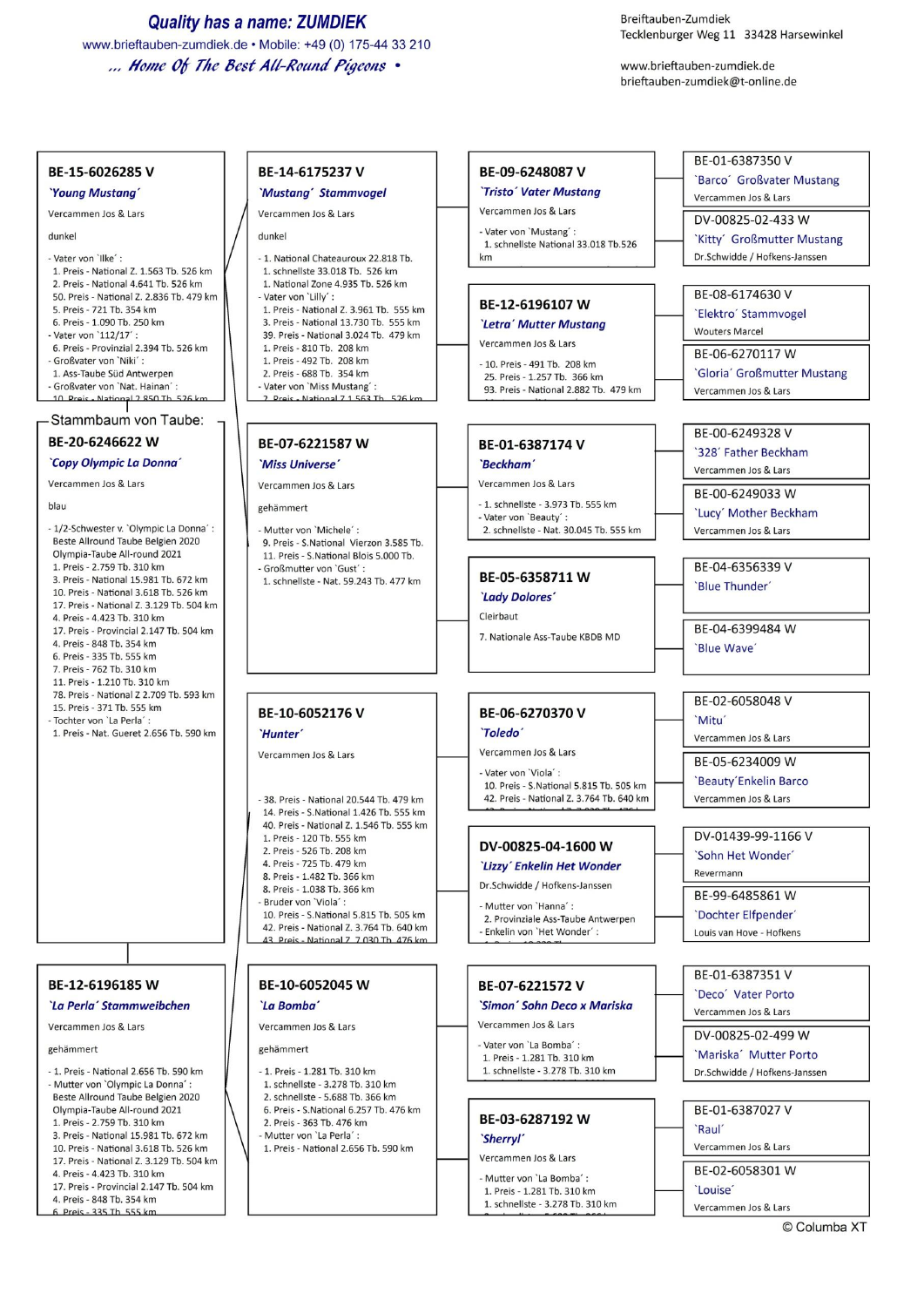**Quality has a name: ZUMDIEK**
www.brieftauben-zumdiek.de • Mobile: +49 (0) 175-44 33 210
*... Home Of The Best All-Round Pigeons •*

Breiftauben-Zumdiek
Tecklenburger Weg 11 33428 Harsewinkel

www.brieftauben-zumdiek.de
brieftauben-zumdiek@t-online.de

## Stammbaum von Taube:

### BE-20-6246622 W
*`Copy Olympic La Donna´*
Vercammen Jos & Lars

blau

- 1/2-Schwester v. `Olympic La Donna´ :
  Beste Allround Taube Belgien 2020
  Olympia-Taube All-round 2021
  1. Preis - 2.759 Tb. 310 km
  3. Preis - National 15.981 Tb. 672 km
  10. Preis - National 3.618 Tb. 526 km
  17. Preis - National Z. 3.129 Tb. 504 km
  4. Preis - 4.423 Tb. 310 km
  17. Preis - Provincial 2.147 Tb. 504 km
  4. Preis - 848 Tb. 354 km
  6. Preis - 335 Tb. 555 km
  7. Preis - 762 Tb. 310 km
  11. Preis - 1.210 Tb. 310 km
  78. Preis - National Z 2.709 Tb. 593 km
  15. Preis - 371 Tb. 555 km
- Tochter von `La Perla´ :
  1. Preis - Nat. Gueret 2.656 Tb. 590 km

---

### BE-15-6026285 V
*`Young Mustang´*
Vercammen Jos & Lars

dunkel

- Vater von `Ilke´ :
  1. Preis - National Z. 1.563 Tb. 526 km
  2. Preis - National 4.641 Tb. 526 km
  50. Preis - National Z. 2.836 Tb. 479 km
  5. Preis - 721 Tb. 354 km
  6. Preis - 1.090 Tb. 250 km
- Vater von `112/17´ :
  6. Preis - Provinzial 2.394 Tb. 526 km
- Großvater von `Niki´ :
  1. Ass-Taube Süd Antwerpen
- Großvater von `Nat. Hainan´ :
  10. Preis - National 2.850 Tb. 526 km

### BE-14-6175237 V
*`Mustang´ Stammvogel*
Vercammen Jos & Lars

dunkel

- 1. National Chateauroux 22.818 Tb.
  1. schnellste 33.018 Tb. 526 km
  1. National Zone 4.935 Tb. 526 km
- Vater von `Lilly´ :
  1. Preis - National Z. 3.961 Tb. 555 km
  3. Preis - National 13.730 Tb. 555 km
  39. Preis - National 3.024 Tb. 479 km
  1. Preis - 810 Tb. 208 km
  1. Preis - 492 Tb. 208 km
  2. Preis - 688 Tb. 354 km
- Vater von `Miss Mustang´ :
  2. Preis - National Z 1.563 Tb. 526 km

### BE-09-6248087 V
*`Tristo´ Vater Mustang*
Vercammen Jos & Lars

- Vater von `Mustang´ :
  1. schnellste National 33.018 Tb.526 km

### BE-01-6387350 V
`Barco´ Großvater Mustang
Vercammen Jos & Lars

### DV-00825-02-433 W
`Kitty´ Großmutter Mustang
Dr.Schwidde / Hofkens-Janssen

### BE-12-6196107 W
*`Letra´ Mutter Mustang*
Vercammen Jos & Lars

- 10. Preis - 491 Tb. 208 km
  25. Preis - 1.257 Tb. 366 km
  93. Preis - National 2.882 Tb. 479 km

### BE-08-6174630 V
`Elektro´ Stammvogel
Wouters Marcel

### BE-06-6270117 W
`Gloria´ Großmutter Mustang
Vercammen Jos & Lars

### BE-07-6221587 W
*`Miss Universe´*
Vercammen Jos & Lars

gehämmert

- Mutter von `Michele´ :
  9. Preis - S.National Vierzon 3.585 Tb.
  11. Preis - S.National Blois 5.000 Tb.
- Großmutter von `Gust´ :
  1. schnellste - Nat. 59.243 Tb. 477 km

### BE-01-6387174 V
*`Beckham´*
Vercammen Jos & Lars

- 1. schnellste - 3.973 Tb. 555 km
- Vater von `Beauty´ :
  2. schnellste - Nat. 30.045 Tb. 555 km

### BE-00-6249328 V
`328´ Father Beckham
Vercammen Jos & Lars

### BE-00-6249033 W
`Lucy´ Mother Beckham
Vercammen Jos & Lars

### BE-05-6358711 W
*`Lady Dolores´*
Cleirbaut

7. Nationale Ass-Taube KBDB MD

### BE-04-6356339 V
`Blue Thunder´

### BE-04-6399484 W
`Blue Wave´

---

### BE-10-6052176 V
*`Hunter´*
Vercammen Jos & Lars

- 38. Preis - National 20.544 Tb. 479 km
  14. Preis - S.National 1.426 Tb. 555 km
  40. Preis - National Z. 1.546 Tb. 555 km
  1. Preis - 120 Tb. 555 km
  2. Preis - 526 Tb. 208 km
  4. Preis - 725 Tb. 479 km
  8. Preis - 1.482 Tb. 366 km
  8. Preis - 1.038 Tb. 366 km
- Bruder von `Viola´ :
  10. Preis - S.National 5.815 Tb. 505 km
  42. Preis - National Z. 3.764 Tb. 640 km
  43. Preis - National Z. 7.030 Tb. 476 km

### BE-06-6270370 V
*`Toledo´*
Vercammen Jos & Lars

- Vater von `Viola´ :
  10. Preis - S.National 5.815 Tb. 505 km
  42. Preis - National Z. 3.764 Tb. 640 km
  43. Preis - National Z. 7.030 Tb. 476 km

### BE-02-6058048 V
`Mitu´
Vercammen Jos & Lars

### BE-05-6234009 W
`Beauty´Enkelin Barco
Vercammen Jos & Lars

### DV-00825-04-1600 W
*`Lizzy´ Enkelin Het Wonder*
Dr.Schwidde / Hofkens-Janssen

- Mutter von `Hanna´ :
  2. Provinziale Ass-Taube Antwerpen
- Enkelin von `Het Wonder´ :

### DV-01439-99-1166 V
`Sohn Het Wonder´
Revermann

### BE-99-6485861 W
`Dochter Elfpender´
Louis van Hove - Hofkens

### BE-12-6196185 W
*`La Perla´ Stammweibchen*
Vercammen Jos & Lars

gehämmert

- 1. Preis - National 2.656 Tb. 590 km
- Mutter von `Olympic La Donna´ :
  Beste Allround Taube Belgien 2020
  Olympia-Taube All-round 2021
  1. Preis - 2.759 Tb. 310 km
  3. Preis - National 15.981 Tb. 672 km
  10. Preis - National 3.618 Tb. 526 km
  17. Preis - National Z. 3.129 Tb. 504 km
  4. Preis - 4.423 Tb. 310 km
  17. Preis - Provincial 2.147 Tb. 504 km
  4. Preis - 848 Tb. 354 km
  6. Preis - 335 Tb. 555 km

### BE-10-6052045 W
*`La Bomba´*
Vercammen Jos & Lars

gehämmert

- 1. Preis - 1.281 Tb. 310 km
  1. schnellste - 3.278 Tb. 310 km
  2. schnellste - 5.688 Tb. 366 km
  6. Preis - S.National 6.257 Tb. 476 km
  2. Preis - 363 Tb. 476 km
- Mutter von `La Perla´ :
  1. Preis - National 2.656 Tb. 590 km

### BE-07-6221572 V
*`Simon´ Sohn Deco x Mariska*
Vercammen Jos & Lars

- Vater von `La Bomba´ :
  1. Preis - 1.281 Tb. 310 km
  1. schnellste - 3.278 Tb. 310 km

### BE-01-6387351 V
`Deco´ Vater Porto
Vercammen Jos & Lars

### DV-00825-02-499 W
`Mariska´ Mutter Porto
Dr.Schwidde / Hofkens-Janssen

### BE-03-6287192 W
*`Sherryl´*
Vercammen Jos & Lars

- Mutter von `La Bomba´ :
  1. Preis - 1.281 Tb. 310 km
  1. schnellste - 3.278 Tb. 310 km

### BE-01-6387027 V
`Raul´
Vercammen Jos & Lars

### BE-02-6058301 W
`Louise´
Vercammen Jos & Lars

© Columba XT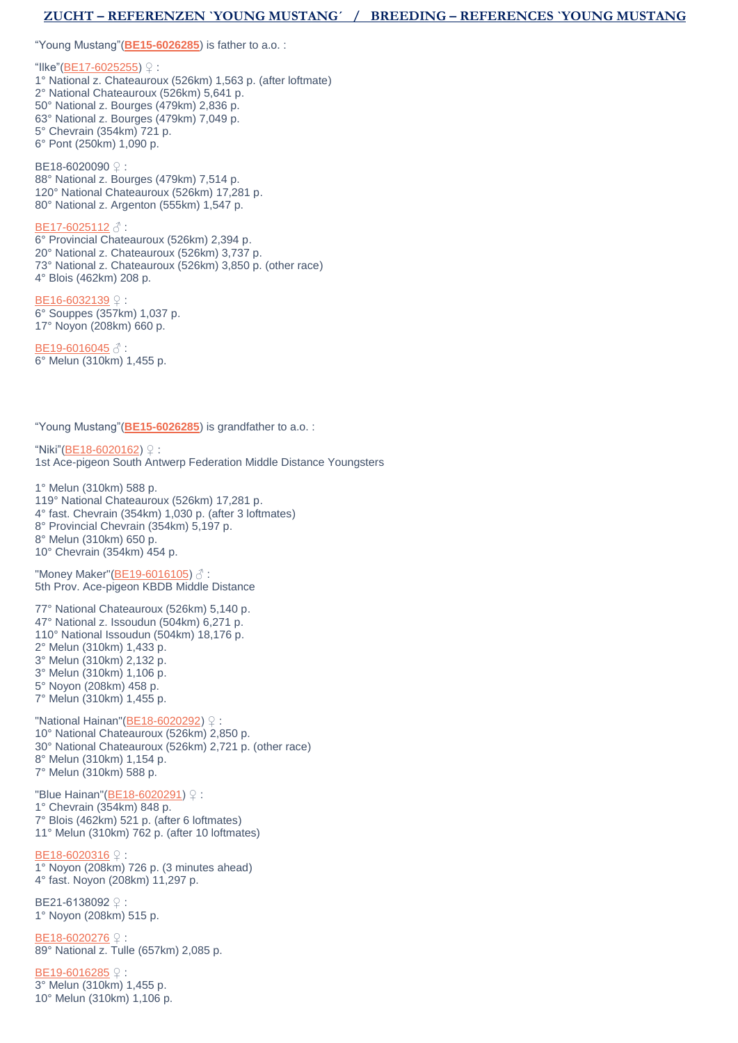# ZUCHT – REFERENZEN `YOUNG MUSTANG´ / BREEDING – REFERENCES `YOUNG MUSTANG

"Young Mustang"(**BE15-6026285**) is father to a.o. :

"Ilke"(BE17-6025255) ♀ :
1° National z. Chateauroux (526km) 1,563 p. (after loftmate)
2° National Chateauroux (526km) 5,641 p.
50° National z. Bourges (479km) 2,836 p.
63° National z. Bourges (479km) 7,049 p.
5° Chevrain (354km) 721 p.
6° Pont (250km) 1,090 p.

BE18-6020090 ♀ :
88° National z. Bourges (479km) 7,514 p.
120° National Chateauroux (526km) 17,281 p.
80° National z. Argenton (555km) 1,547 p.

BE17-6025112 ♂ :
6° Provincial Chateauroux (526km) 2,394 p.
20° National z. Chateauroux (526km) 3,737 p.
73° National z. Chateauroux (526km) 3,850 p. (other race)
4° Blois (462km) 208 p.

BE16-6032139 ♀ :
6° Souppes (357km) 1,037 p.
17° Noyon (208km) 660 p.

BE19-6016045 ♂ :
6° Melun (310km) 1,455 p.

"Young Mustang"(**BE15-6026285**) is grandfather to a.o. :

"Niki"(BE18-6020162) ♀ :
1st Ace-pigeon South Antwerp Federation Middle Distance Youngsters

1° Melun (310km) 588 p.
119° National Chateauroux (526km) 17,281 p.
4° fast. Chevrain (354km) 1,030 p. (after 3 loftmates)
8° Provincial Chevrain (354km) 5,197 p.
8° Melun (310km) 650 p.
10° Chevrain (354km) 454 p.

"Money Maker"(BE19-6016105) ♂ :
5th Prov. Ace-pigeon KBDB Middle Distance

77° National Chateauroux (526km) 5,140 p.
47° National z. Issoudun (504km) 6,271 p.
110° National Issoudun (504km) 18,176 p.
2° Melun (310km) 1,433 p.
3° Melun (310km) 2,132 p.
3° Melun (310km) 1,106 p.
5° Noyon (208km) 458 p.
7° Melun (310km) 1,455 p.

"National Hainan"(BE18-6020292) ♀ :
10° National Chateauroux (526km) 2,850 p.
30° National Chateauroux (526km) 2,721 p. (other race)
8° Melun (310km) 1,154 p.
7° Melun (310km) 588 p.

"Blue Hainan"(BE18-6020291) ♀ :
1° Chevrain (354km) 848 p.
7° Blois (462km) 521 p. (after 6 loftmates)
11° Melun (310km) 762 p. (after 10 loftmates)

BE18-6020316 ♀ :
1° Noyon (208km) 726 p. (3 minutes ahead)
4° fast. Noyon (208km) 11,297 p.

BE21-6138092 ♀ :
1° Noyon (208km) 515 p.

BE18-6020276 ♀ :
89° National z. Tulle (657km) 2,085 p.

BE19-6016285 ♀ :
3° Melun (310km) 1,455 p.
10° Melun (310km) 1,106 p.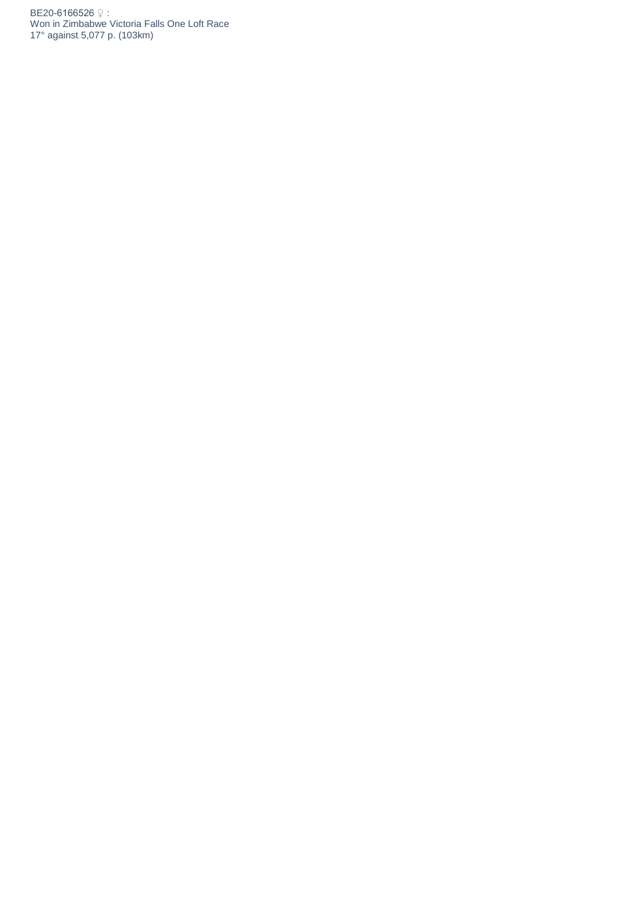BE20-6166526 ♀ :
Won in Zimbabwe Victoria Falls One Loft Race
17° against 5,077 p. (103km)